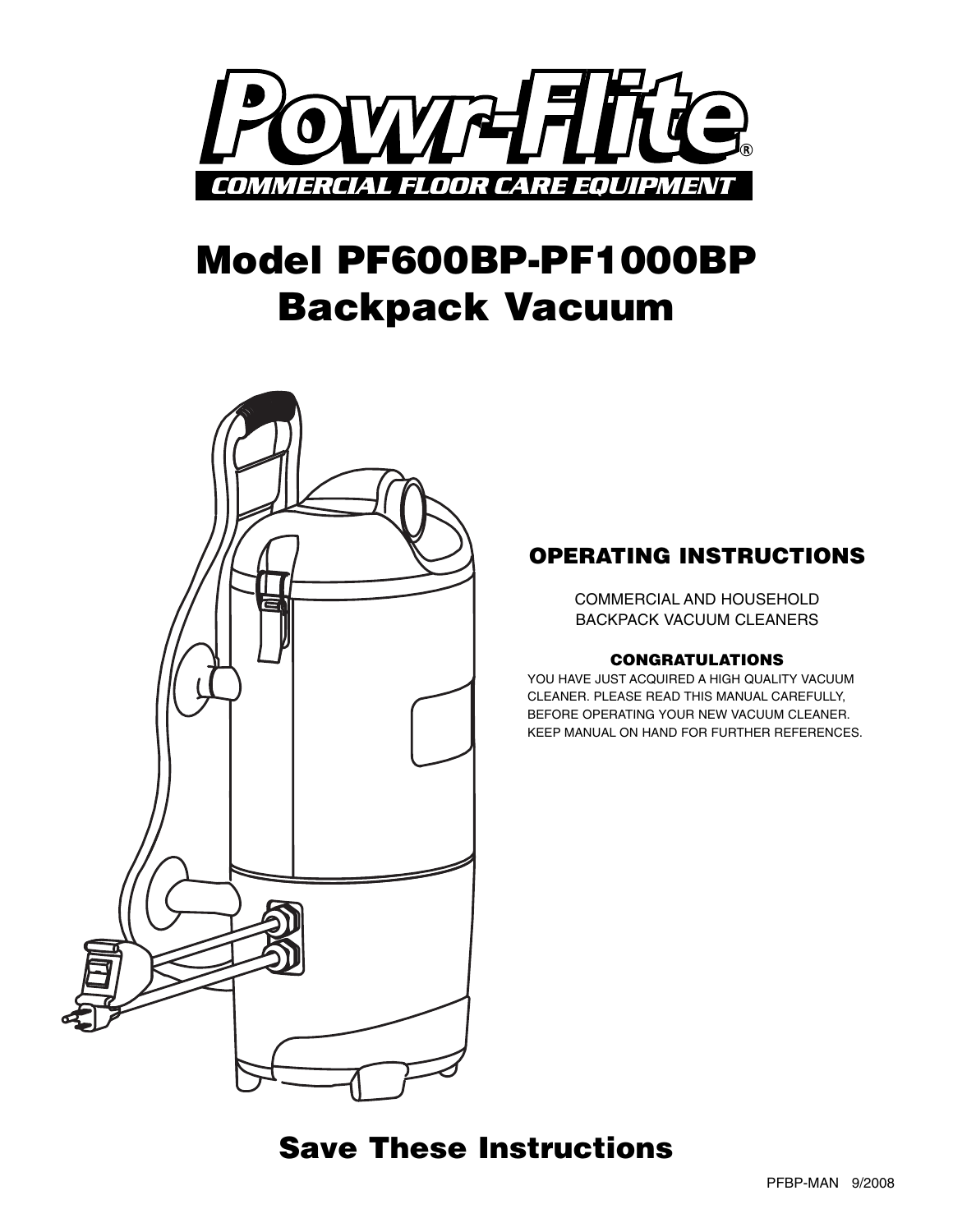# Powr-Flite®

**COMMERCIAL FLOOR CARE EQUIPMENT**

# Model PF600BP-PF1000BP
# Backpack Vacuum

## OPERATING INSTRUCTIONS

COMMERCIAL AND HOUSEHOLD
BACKPACK VACUUM CLEANERS

### CONGRATULATIONS

YOU HAVE JUST ACQUIRED A HIGH QUALITY VACUUM CLEANER. PLEASE READ THIS MANUAL CAREFULLY, BEFORE OPERATING YOUR NEW VACUUM CLEANER. KEEP MANUAL ON HAND FOR FURTHER REFERENCES.

## Save These Instructions

PFBP-MAN 9/2008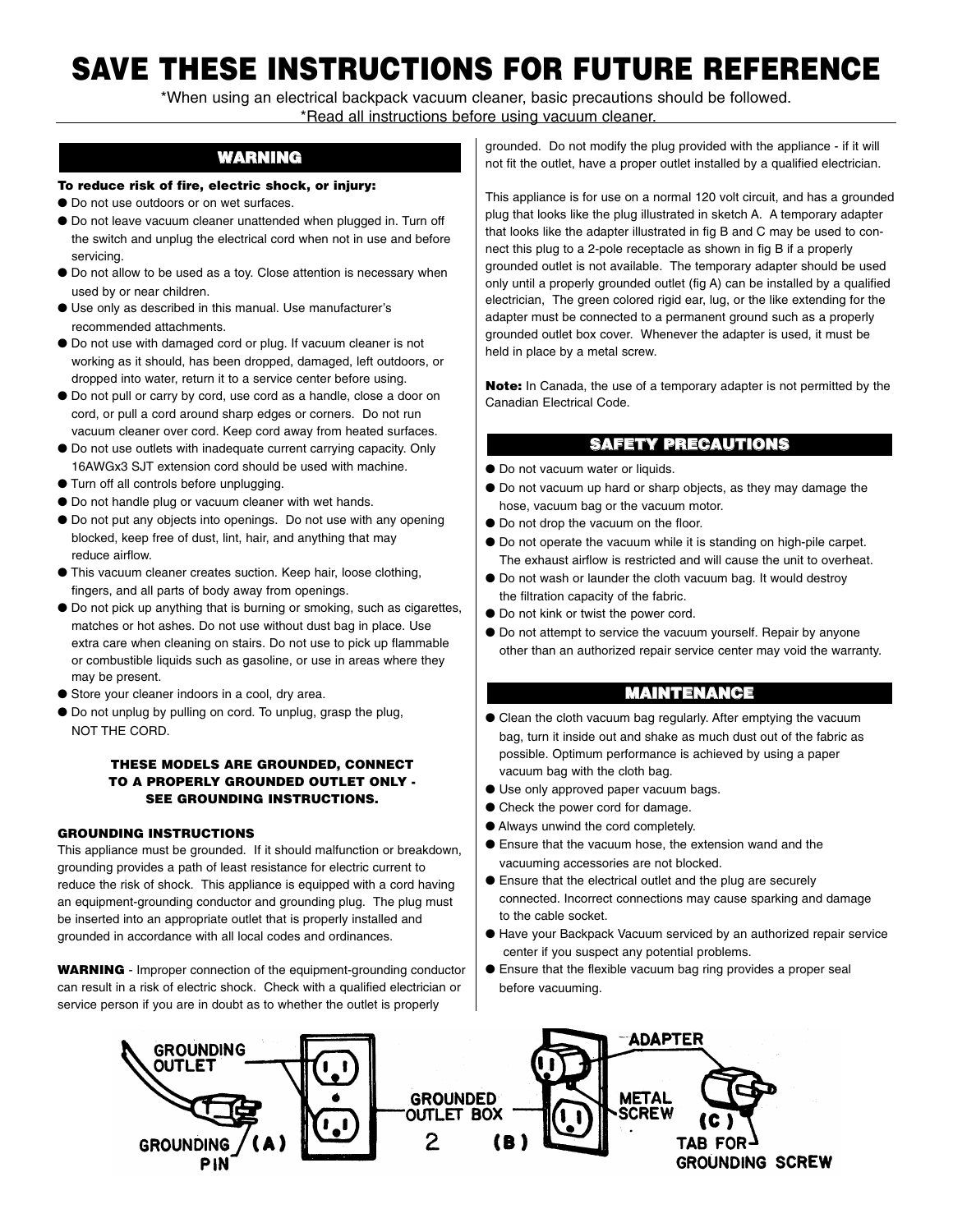# SAVE THESE INSTRUCTIONS FOR FUTURE REFERENCE

*When using an electrical backpack vacuum cleaner, basic precautions should be followed.
*Read all instructions before using vacuum cleaner.

## WARNING

**To reduce risk of fire, electric shock, or injury:**

- Do not use outdoors or on wet surfaces.
- Do not leave vacuum cleaner unattended when plugged in. Turn off the switch and unplug the electrical cord when not in use and before servicing.
- Do not allow to be used as a toy. Close attention is necessary when used by or near children.
- Use only as described in this manual. Use manufacturer's recommended attachments.
- Do not use with damaged cord or plug. If vacuum cleaner is not working as it should, has been dropped, damaged, left outdoors, or dropped into water, return it to a service center before using.
- Do not pull or carry by cord, use cord as a handle, close a door on cord, or pull a cord around sharp edges or corners. Do not run vacuum cleaner over cord. Keep cord away from heated surfaces.
- Do not use outlets with inadequate current carrying capacity. Only 16AWGx3 SJT extension cord should be used with machine.
- Turn off all controls before unplugging.
- Do not handle plug or vacuum cleaner with wet hands.
- Do not put any objects into openings. Do not use with any opening blocked, keep free of dust, lint, hair, and anything that may reduce airflow.
- This vacuum cleaner creates suction. Keep hair, loose clothing, fingers, and all parts of body away from openings.
- Do not pick up anything that is burning or smoking, such as cigarettes, matches or hot ashes. Do not use without dust bag in place. Use extra care when cleaning on stairs. Do not use to pick up flammable or combustible liquids such as gasoline, or use in areas where they may be present.
- Store your cleaner indoors in a cool, dry area.
- Do not unplug by pulling on cord. To unplug, grasp the plug, NOT THE CORD.

**THESE MODELS ARE GROUNDED, CONNECT TO A PROPERLY GROUNDED OUTLET ONLY - SEE GROUNDING INSTRUCTIONS.**

### GROUNDING INSTRUCTIONS

This appliance must be grounded. If it should malfunction or breakdown, grounding provides a path of least resistance for electric current to reduce the risk of shock. This appliance is equipped with a cord having an equipment-grounding conductor and grounding plug. The plug must be inserted into an appropriate outlet that is properly installed and grounded in accordance with all local codes and ordinances.

**WARNING** - Improper connection of the equipment-grounding conductor can result in a risk of electric shock. Check with a qualified electrician or service person if you are in doubt as to whether the outlet is properly grounded. Do not modify the plug provided with the appliance - if it will not fit the outlet, have a proper outlet installed by a qualified electrician.

This appliance is for use on a normal 120 volt circuit, and has a grounded plug that looks like the plug illustrated in sketch A. A temporary adapter that looks like the adapter illustrated in fig B and C may be used to connect this plug to a 2-pole receptacle as shown in fig B if a properly grounded outlet is not available. The temporary adapter should be used only until a properly grounded outlet (fig A) can be installed by a qualified electrician, The green colored rigid ear, lug, or the like extending for the adapter must be connected to a permanent ground such as a properly grounded outlet box cover. Whenever the adapter is used, it must be held in place by a metal screw.

**Note:** In Canada, the use of a temporary adapter is not permitted by the Canadian Electrical Code.

## SAFETY PRECAUTIONS

- Do not vacuum water or liquids.
- Do not vacuum up hard or sharp objects, as they may damage the hose, vacuum bag or the vacuum motor.
- Do not drop the vacuum on the floor.
- Do not operate the vacuum while it is standing on high-pile carpet. The exhaust airflow is restricted and will cause the unit to overheat.
- Do not wash or launder the cloth vacuum bag. It would destroy the filtration capacity of the fabric.
- Do not kink or twist the power cord.
- Do not attempt to service the vacuum yourself. Repair by anyone other than an authorized repair service center may void the warranty.

## MAINTENANCE

- Clean the cloth vacuum bag regularly. After emptying the vacuum bag, turn it inside out and shake as much dust out of the fabric as possible. Optimum performance is achieved by using a paper vacuum bag with the cloth bag.
- Use only approved paper vacuum bags.
- Check the power cord for damage.
- Always unwind the cord completely.
- Ensure that the vacuum hose, the extension wand and the vacuuming accessories are not blocked.
- Ensure that the electrical outlet and the plug are securely connected. Incorrect connections may cause sparking and damage to the cable socket.
- Have your Backpack Vacuum serviced by an authorized repair service center if you suspect any potential problems.
- Ensure that the flexible vacuum bag ring provides a proper seal before vacuuming.

GROUNDING OUTLET — GROUNDING PIN (A) — GROUNDED OUTLET BOX (B) — ADAPTER — METAL SCREW — (C) TAB FOR GROUNDING SCREW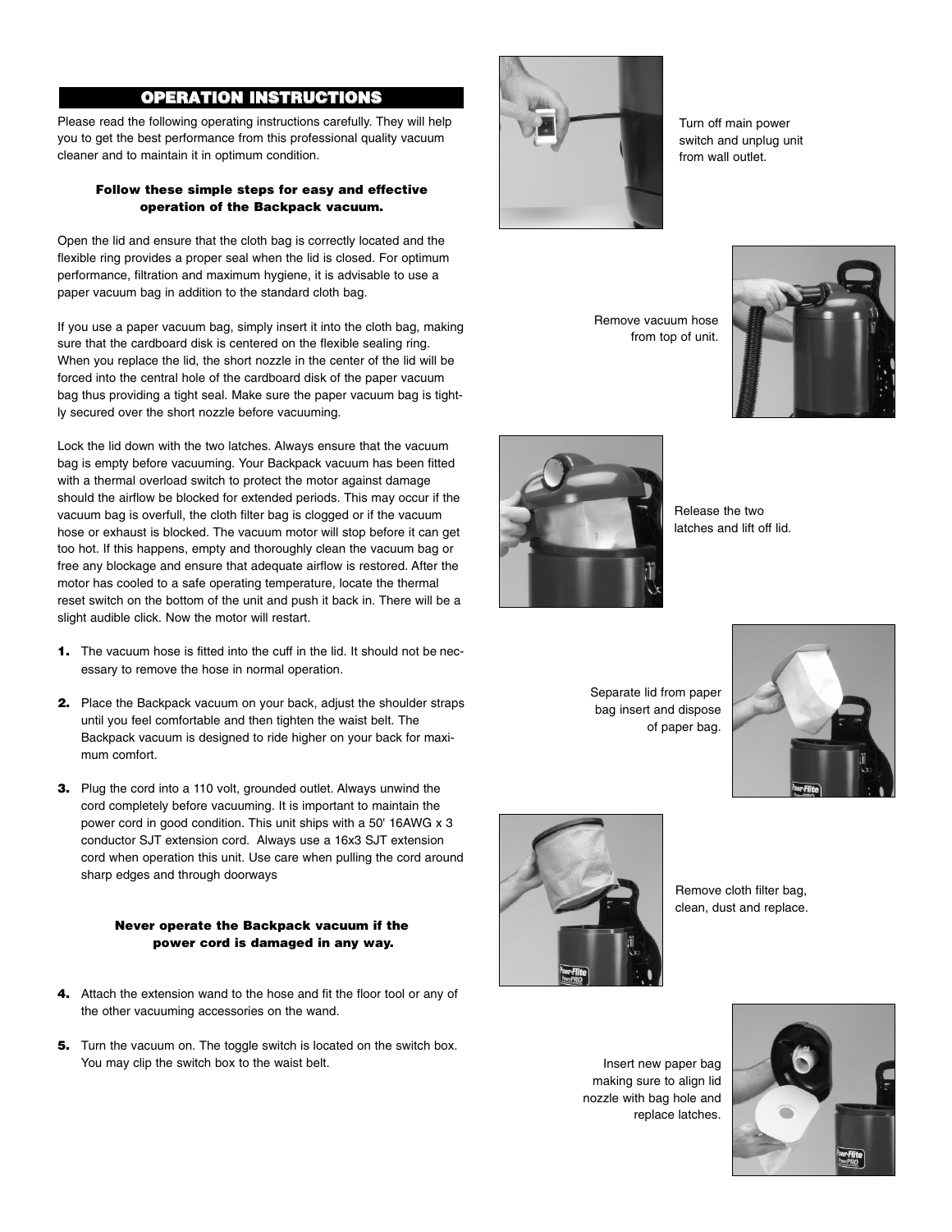## OPERATION INSTRUCTIONS

Please read the following operating instructions carefully. They will help you to get the best performance from this professional quality vacuum cleaner and to maintain it in optimum condition.

**Follow these simple steps for easy and effective operation of the Backpack vacuum.**

Open the lid and ensure that the cloth bag is correctly located and the flexible ring provides a proper seal when the lid is closed. For optimum performance, filtration and maximum hygiene, it is advisable to use a paper vacuum bag in addition to the standard cloth bag.

If you use a paper vacuum bag, simply insert it into the cloth bag, making sure that the cardboard disk is centered on the flexible sealing ring. When you replace the lid, the short nozzle in the center of the lid will be forced into the central hole of the cardboard disk of the paper vacuum bag thus providing a tight seal. Make sure the paper vacuum bag is tightly secured over the short nozzle before vacuuming.

Lock the lid down with the two latches. Always ensure that the vacuum bag is empty before vacuuming. Your Backpack vacuum has been fitted with a thermal overload switch to protect the motor against damage should the airflow be blocked for extended periods. This may occur if the vacuum bag is overfull, the cloth filter bag is clogged or if the vacuum hose or exhaust is blocked. The vacuum motor will stop before it can get too hot. If this happens, empty and thoroughly clean the vacuum bag or free any blockage and ensure that adequate airflow is restored. After the motor has cooled to a safe operating temperature, locate the thermal reset switch on the bottom of the unit and push it back in. There will be a slight audible click. Now the motor will restart.

1. The vacuum hose is fitted into the cuff in the lid. It should not be necessary to remove the hose in normal operation.
2. Place the Backpack vacuum on your back, adjust the shoulder straps until you feel comfortable and then tighten the waist belt. The Backpack vacuum is designed to ride higher on your back for maximum comfort.
3. Plug the cord into a 110 volt, grounded outlet. Always unwind the cord completely before vacuuming. It is important to maintain the power cord in good condition. This unit ships with a 50' 16AWG x 3 conductor SJT extension cord. Always use a 16x3 SJT extension cord when operation this unit. Use care when pulling the cord around sharp edges and through doorways

**Never operate the Backpack vacuum if the power cord is damaged in any way.**

4. Attach the extension wand to the hose and fit the floor tool or any of the other vacuuming accessories on the wand.
5. Turn the vacuum on. The toggle switch is located on the switch box. You may clip the switch box to the waist belt.

Turn off main power switch and unplug unit from wall outlet.

Remove vacuum hose from top of unit.

Release the two latches and lift off lid.

Separate lid from paper bag insert and dispose of paper bag.

Remove cloth filter bag, clean, dust and replace.

Insert new paper bag making sure to align lid nozzle with bag hole and replace latches.